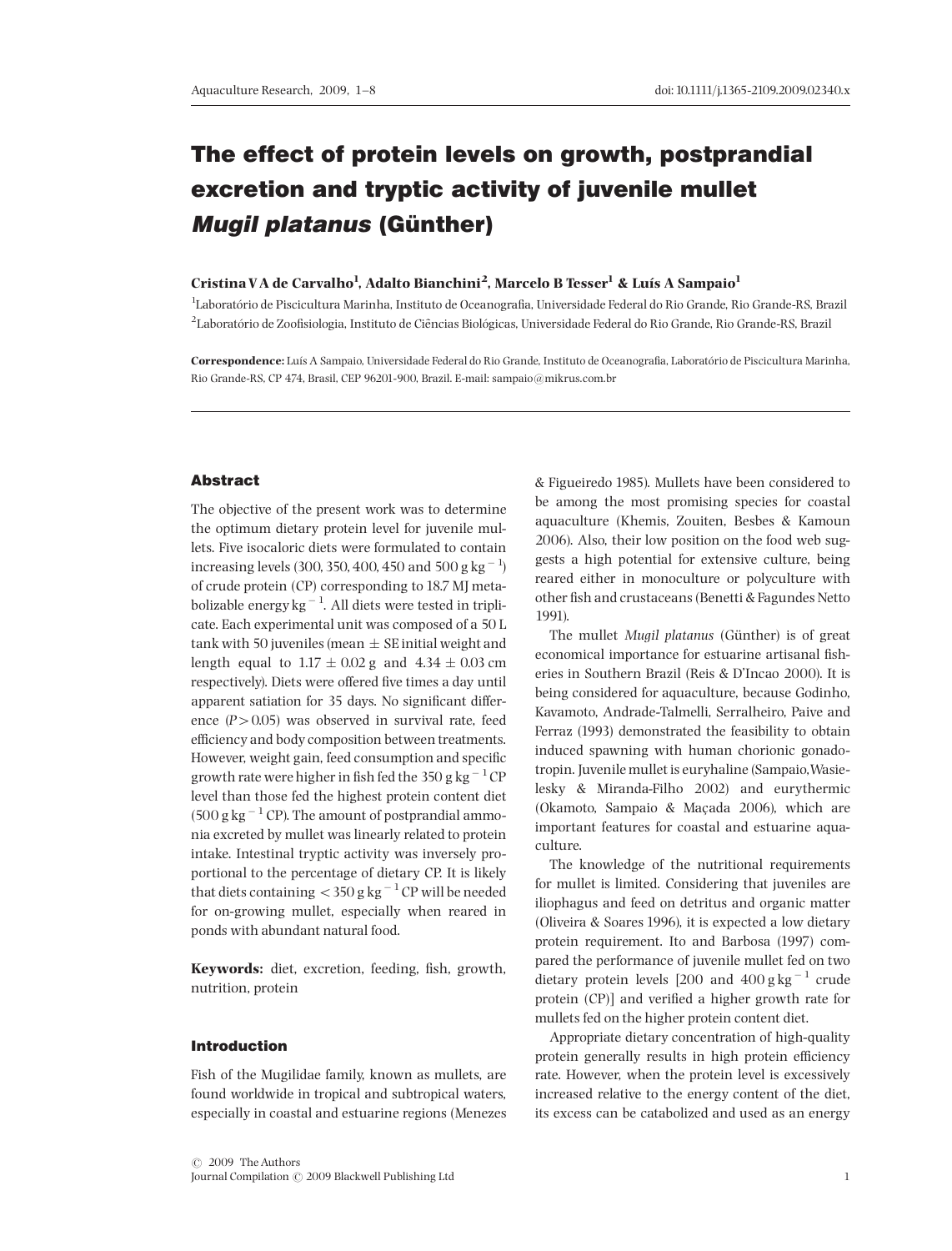# The effect of protein levels on growth, postprandial excretion and tryptic activity of juvenile mullet *Mugil platanus* (Günther)

**Cristina V A de Carvalho[1], Adalto Bianchini[2], Marcelo B Tesser[1] & Luís A Sampaio[1]**

[1]Laboratório de Piscicultura Marinha, Instituto de Oceanografia, Universidade Federal do Rio Grande, Rio Grande-RS, Brazil

[2]Laboratório de Zoofisiologia, Instituto de Ciências Biológicas, Universidade Federal do Rio Grande, Rio Grande-RS, Brazil

**Correspondence:** Luís A Sampaio, Universidade Federal do Rio Grande, Instituto de Oceanografia, Laboratório de Piscicultura Marinha, Rio Grande-RS, CP 474, Brasil, CEP 96201-900, Brazil. E-mail: sampaio@mikrus.com.br

## Abstract

The objective of the present work was to determine the optimum dietary protein level for juvenile mullets. Five isocaloric diets were formulated to contain increasing levels (300, 350, 400, 450 and 500 g kg$^{-1}$) of crude protein (CP) corresponding to 18.7 MJ metabolizable energy kg$^{-1}$. All diets were tested in triplicate. Each experimental unit was composed of a 50 L tank with 50 juveniles (mean $\pm$ SE initial weight and length equal to $1.17 \pm 0.02$ g and $4.34 \pm 0.03$ cm respectively). Diets were offered five times a day until apparent satiation for 35 days. No significant difference ($P > 0.05$) was observed in survival rate, feed efficiency and body composition between treatments. However, weight gain, feed consumption and specific growth rate were higher in fish fed the 350 g kg$^{-1}$ CP level than those fed the highest protein content diet (500 g kg$^{-1}$ CP). The amount of postprandial ammonia excreted by mullet was linearly related to protein intake. Intestinal tryptic activity was inversely proportional to the percentage of dietary CP. It is likely that diets containing < 350 g kg$^{-1}$ CP will be needed for on-growing mullet, especially when reared in ponds with abundant natural food.

**Keywords:** diet, excretion, feeding, fish, growth, nutrition, protein

## Introduction

Fish of the Mugilidae family, known as mullets, are found worldwide in tropical and subtropical waters, especially in coastal and estuarine regions (Menezes & Figueiredo 1985). Mullets have been considered to be among the most promising species for coastal aquaculture (Khemis, Zouiten, Besbes & Kamoun 2006). Also, their low position on the food web suggests a high potential for extensive culture, being reared either in monoculture or polyculture with other fish and crustaceans (Benetti & Fagundes Netto 1991).

The mullet *Mugil platanus* (Günther) is of great economical importance for estuarine artisanal fisheries in Southern Brazil (Reis & D'Incao 2000). It is being considered for aquaculture, because Godinho, Kavamoto, Andrade-Talmelli, Serralheiro, Paive and Ferraz (1993) demonstrated the feasibility to obtain induced spawning with human chorionic gonadotropin. Juvenile mullet is euryhaline (Sampaio, Wasielesky & Miranda-Filho 2002) and eurythermic (Okamoto, Sampaio & Maçada 2006), which are important features for coastal and estuarine aquaculture.

The knowledge of the nutritional requirements for mullet is limited. Considering that juveniles are iliophagus and feed on detritus and organic matter (Oliveira & Soares 1996), it is expected a low dietary protein requirement. Ito and Barbosa (1997) compared the performance of juvenile mullet fed on two dietary protein levels [200 and 400 g kg$^{-1}$ crude protein (CP)] and verified a higher growth rate for mullets fed on the higher protein content diet.

Appropriate dietary concentration of high-quality protein generally results in high protein efficiency rate. However, when the protein level is excessively increased relative to the energy content of the diet, its excess can be catabolized and used as an energy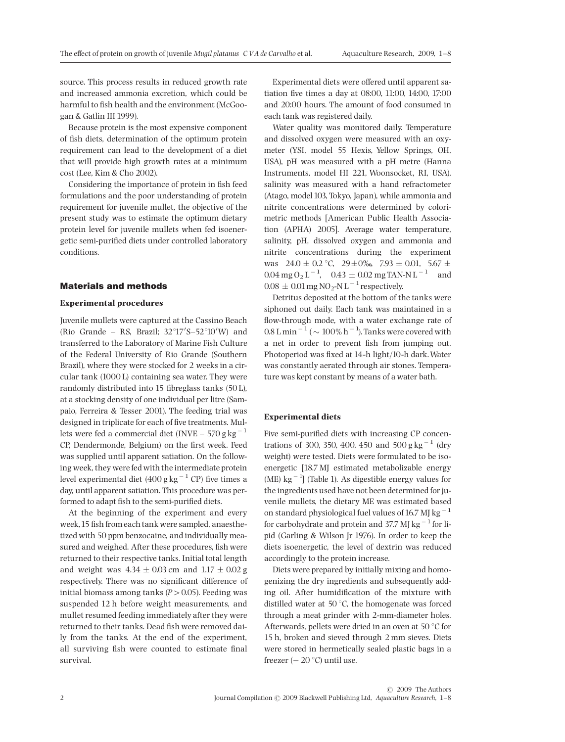source. This process results in reduced growth rate and increased ammonia excretion, which could be harmful to fish health and the environment (McGoogan & Gatlin III 1999).

Because protein is the most expensive component of fish diets, determination of the optimum protein requirement can lead to the development of a diet that will provide high growth rates at a minimum cost (Lee, Kim & Cho 2002).

Considering the importance of protein in fish feed formulations and the poor understanding of protein requirement for juvenile mullet, the objective of the present study was to estimate the optimum dietary protein level for juvenile mullets when fed isoenergetic semi-purified diets under controlled laboratory conditions.

## Materials and methods

### Experimental procedures

Juvenile mullets were captured at the Cassino Beach (Rio Grande – RS, Brazil; 32°17′S–52°10′W) and transferred to the Laboratory of Marine Fish Culture of the Federal University of Rio Grande (Southern Brazil), where they were stocked for 2 weeks in a circular tank (1000 L) containing sea water. They were randomly distributed into 15 fibreglass tanks (50 L), at a stocking density of one individual per litre (Sampaio, Ferreira & Tesser 2001). The feeding trial was designed in triplicate for each of five treatments. Mullets were fed a commercial diet (INVE – 570 g $kg^{-1}$ CP, Dendermonde, Belgium) on the first week. Feed was supplied until apparent satiation. On the following week, they were fed with the intermediate protein level experimental diet (400 g $kg^{-1}$ CP) five times a day, until apparent satiation. This procedure was performed to adapt fish to the semi-purified diets.

At the beginning of the experiment and every week, 15 fish from each tank were sampled, anaesthetized with 50 ppm benzocaine, and individually measured and weighed. After these procedures, fish were returned to their respective tanks. Initial total length and weight was $4.34 \pm 0.03$ cm and $1.17 \pm 0.02$ g respectively. There was no significant difference of initial biomass among tanks ($P > 0.05$). Feeding was suspended 12 h before weight measurements, and mullet resumed feeding immediately after they were returned to their tanks. Dead fish were removed daily from the tanks. At the end of the experiment, all surviving fish were counted to estimate final survival.

Experimental diets were offered until apparent satiation five times a day at 08:00, 11:00, 14:00, 17:00 and 20:00 hours. The amount of food consumed in each tank was registered daily.

Water quality was monitored daily. Temperature and dissolved oxygen were measured with an oxymeter (YSI, model 55 Hexis, Yellow Springs, OH, USA), pH was measured with a pH metre (Hanna Instruments, model HI 221, Woonsocket, RI, USA), salinity was measured with a hand refractometer (Atago, model 103, Tokyo, Japan), while ammonia and nitrite concentrations were determined by colorimetric methods [American Public Health Association (APHA) 2005]. Average water temperature, salinity, pH, dissolved oxygen and ammonia and nitrite concentrations during the experiment was $24.0 \pm 0.2$ °C, $29 \pm 0$‰, $7.93 \pm 0.01$, $5.67 \pm 0.04$ mg $O_2$ $L^{-1}$, $0.43 \pm 0.02$ mg TAN-N $L^{-1}$ and $0.08 \pm 0.01$ mg $NO_2$-N $L^{-1}$ respectively.

Detritus deposited at the bottom of the tanks were siphoned out daily. Each tank was maintained in a flow-through mode, with a water exchange rate of 0.8 L $min^{-1}$ (~ 100% $h^{-1}$). Tanks were covered with a net in order to prevent fish from jumping out. Photoperiod was fixed at 14-h light/10-h dark. Water was constantly aerated through air stones. Temperature was kept constant by means of a water bath.

### Experimental diets

Five semi-purified diets with increasing CP concentrations of 300, 350, 400, 450 and 500 g $kg^{-1}$ (dry weight) were tested. Diets were formulated to be isoenergetic [18.7 MJ estimated metabolizable energy (ME) $kg^{-1}$] (Table 1). As digestible energy values for the ingredients used have not been determined for juvenile mullets, the dietary ME was estimated based on standard physiological fuel values of 16.7 MJ $kg^{-1}$ for carbohydrate and protein and 37.7 MJ $kg^{-1}$ for lipid (Garling & Wilson Jr 1976). In order to keep the diets isoenergetic, the level of dextrin was reduced accordingly to the protein increase.

Diets were prepared by initially mixing and homogenizing the dry ingredients and subsequently adding oil. After humidification of the mixture with distilled water at 50 °C, the homogenate was forced through a meat grinder with 2-mm-diameter holes. Afterwards, pellets were dried in an oven at 50 °C for 15 h, broken and sieved through 2 mm sieves. Diets were stored in hermetically sealed plastic bags in a freezer (− 20 °C) until use.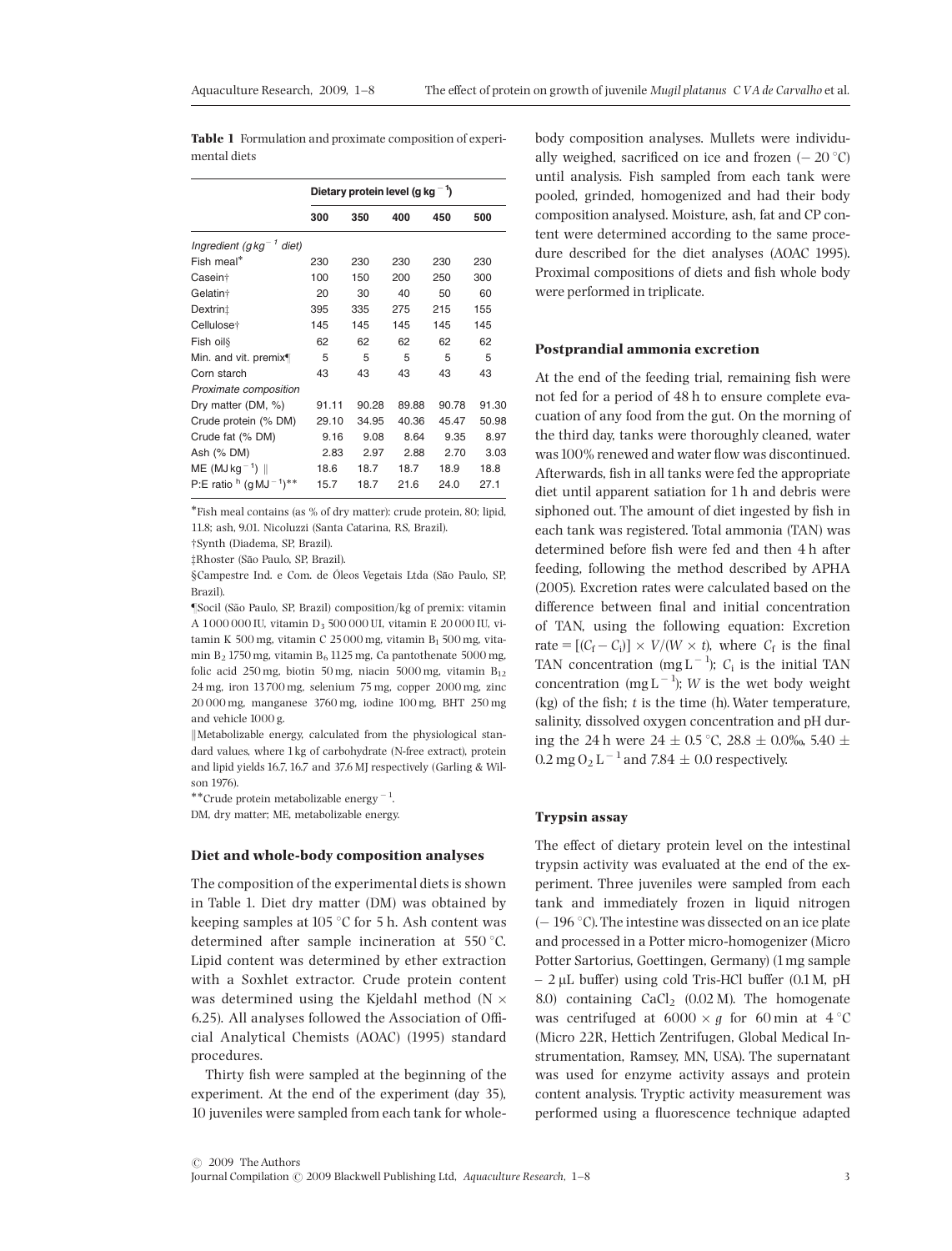**Table 1** Formulation and proximate composition of experimental diets

| | Dietary protein level (g kg$^{-1}$) | | | | |
|---|---|---|---|---|---|
| | 300 | 350 | 400 | 450 | 500 |
| *Ingredient (g kg$^{-1}$ diet)* | | | | | |
| Fish meal* | 230 | 230 | 230 | 230 | 230 |
| Casein† | 100 | 150 | 200 | 250 | 300 |
| Gelatin† | 20 | 30 | 40 | 50 | 60 |
| Dextrin‡ | 395 | 335 | 275 | 215 | 155 |
| Cellulose† | 145 | 145 | 145 | 145 | 145 |
| Fish oil§ | 62 | 62 | 62 | 62 | 62 |
| Min. and vit. premix¶ | 5 | 5 | 5 | 5 | 5 |
| Corn starch | 43 | 43 | 43 | 43 | 43 |
| *Proximate composition* | | | | | |
| Dry matter (DM, %) | 91.11 | 90.28 | 89.88 | 90.78 | 91.30 |
| Crude protein (% DM) | 29.10 | 34.95 | 40.36 | 45.47 | 50.98 |
| Crude fat (% DM) | 9.16 | 9.08 | 8.64 | 9.35 | 8.97 |
| Ash (% DM) | 2.83 | 2.97 | 2.88 | 2.70 | 3.03 |
| ME (MJ kg$^{-1}$) ‖ | 18.6 | 18.7 | 18.7 | 18.9 | 18.8 |
| P:E ratio$^{h}$ (g MJ$^{-1}$)** | 15.7 | 18.7 | 21.6 | 24.0 | 27.1 |

*Fish meal contains (as % of dry matter): crude protein, 80; lipid, 11.8; ash, 9.01. Nicoluzzi (Santa Catarina, RS, Brazil).

†Synth (Diadema, SP, Brazil).

‡Rhoster (São Paulo, SP, Brazil).

§Campestre Ind. e Com. de Óleos Vegetais Ltda (São Paulo, SP, Brazil).

¶Socil (São Paulo, SP, Brazil) composition/kg of premix: vitamin A 1 000 000 IU, vitamin $D_3$ 500 000 UI, vitamin E 20 000 IU, vitamin K 500 mg, vitamin C 25 000 mg, vitamin $B_1$ 500 mg, vitamin $B_2$ 1750 mg, vitamin $B_6$ 1125 mg, Ca pantothenate 5000 mg, folic acid 250 mg, biotin 50 mg, niacin 5000 mg, vitamin $B_{12}$ 24 mg, iron 13 700 mg, selenium 75 mg, copper 2000 mg, zinc 20 000 mg, manganese 3760 mg, iodine 100 mg, BHT 250 mg and vehicle 1000 g.

‖Metabolizable energy, calculated from the physiological standard values, where 1 kg of carbohydrate (N-free extract), protein and lipid yields 16.7, 16.7 and 37.6 MJ respectively (Garling & Wilson 1976).

**Crude protein metabolizable energy$^{-1}$.

DM, dry matter; ME, metabolizable energy.

### Diet and whole-body composition analyses

The composition of the experimental diets is shown in Table 1. Diet dry matter (DM) was obtained by keeping samples at 105 °C for 5 h. Ash content was determined after sample incineration at 550 °C. Lipid content was determined by ether extraction with a Soxhlet extractor. Crude protein content was determined using the Kjeldahl method (N × 6.25). All analyses followed the Association of Official Analytical Chemists (AOAC) (1995) standard procedures.

Thirty fish were sampled at the beginning of the experiment. At the end of the experiment (day 35), 10 juveniles were sampled from each tank for whole-body composition analyses. Mullets were individually weighed, sacrificed on ice and frozen (− 20 °C) until analysis. Fish sampled from each tank were pooled, grinded, homogenized and had their body composition analysed. Moisture, ash, fat and CP content were determined according to the same procedure described for the diet analyses (AOAC 1995). Proximal compositions of diets and fish whole body were performed in triplicate.

### Postprandial ammonia excretion

At the end of the feeding trial, remaining fish were not fed for a period of 48 h to ensure complete evacuation of any food from the gut. On the morning of the third day, tanks were thoroughly cleaned, water was 100% renewed and water flow was discontinued. Afterwards, fish in all tanks were fed the appropriate diet until apparent satiation for 1 h and debris were siphoned out. The amount of diet ingested by fish in each tank was registered. Total ammonia (TAN) was determined before fish were fed and then 4 h after feeding, following the method described by APHA (2005). Excretion rates were calculated based on the difference between final and initial concentration of TAN, using the following equation: Excretion rate $= [(C_f - C_i)] \times V/(W \times t)$, where $C_f$ is the final TAN concentration (mg L$^{-1}$); $C_i$ is the initial TAN concentration (mg L$^{-1}$); $W$ is the wet body weight (kg) of the fish; $t$ is the time (h). Water temperature, salinity, dissolved oxygen concentration and pH during the 24 h were 24 ± 0.5 °C, 28.8 ± 0.0‰, 5.40 ± 0.2 mg $O_2$ L$^{-1}$ and 7.84 ± 0.0 respectively.

### Trypsin assay

The effect of dietary protein level on the intestinal trypsin activity was evaluated at the end of the experiment. Three juveniles were sampled from each tank and immediately frozen in liquid nitrogen (− 196 °C). The intestine was dissected on an ice plate and processed in a Potter micro-homogenizer (Micro Potter Sartorius, Goettingen, Germany) (1 mg sample – 2 μL buffer) using cold Tris-HCl buffer (0.1 M, pH 8.0) containing $CaCl_2$ (0.02 M). The homogenate was centrifuged at 6000 × $g$ for 60 min at 4 °C (Micro 22R, Hettich Zentrifugen, Global Medical Instrumentation, Ramsey, MN, USA). The supernatant was used for enzyme activity assays and protein content analysis. Tryptic activity measurement was performed using a fluorescence technique adapted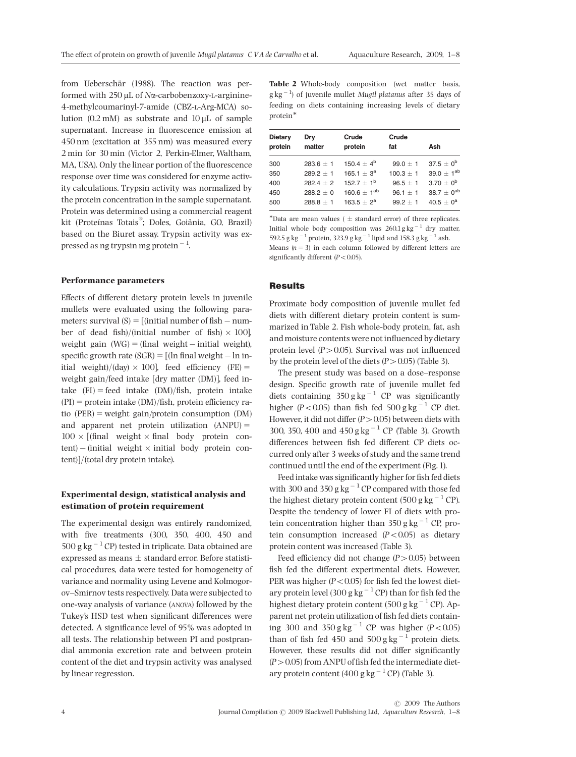from Ueberschär (1988). The reaction was performed with 250 μL of Nα-carbobenzoxy-L-arginine-4-methylcoumarinyl-7-amide (CBZ-L-Arg-MCA) solution (0.2 mM) as substrate and 10 μL of sample supernatant. Increase in fluorescence emission at 450 nm (excitation at 355 nm) was measured every 2 min for 30 min (Victor 2, Perkin-Elmer, Waltham, MA, USA). Only the linear portion of the fluorescence response over time was considered for enzyme activity calculations. Trypsin activity was normalized by the protein concentration in the sample supernatant. Protein was determined using a commercial reagent kit (Proteínas Totais®; Doles, Goiânia, GO, Brazil) based on the Biuret assay. Trypsin activity was expressed as ng trypsin mg protein$^{-1}$.

### Performance parameters

Effects of different dietary protein levels in juvenile mullets were evaluated using the following parameters: survival (S) = [(initial number of fish − number of dead fish)/(initial number of fish) × 100], weight gain (WG) = (final weight − initial weight), specific growth rate (SGR) = [(ln final weight − ln initial weight)/(day) × 100], feed efficiency (FE) = weight gain/feed intake [dry matter (DM)], feed intake (FI) = feed intake (DM)/fish, protein intake (PI) = protein intake (DM)/fish, protein efficiency ratio (PER) = weight gain/protein consumption (DM) and apparent net protein utilization (ANPU) = 100 × [(final weight × final body protein content) − (initial weight × initial body protein content)]/(total dry protein intake).

### Experimental design, statistical analysis and estimation of protein requirement

The experimental design was entirely randomized, with five treatments (300, 350, 400, 450 and 500 g kg$^{-1}$ CP) tested in triplicate. Data obtained are expressed as means ± standard error. Before statistical procedures, data were tested for homogeneity of variance and normality using Levene and Kolmogorov–Smirnov tests respectively. Data were subjected to one-way analysis of variance (ANOVA) followed by the Tukey's HSD test when significant differences were detected. A significance level of 95% was adopted in all tests. The relationship between PI and postprandial ammonia excretion rate and between protein content of the diet and trypsin activity was analysed by linear regression.

**Table 2** Whole-body composition (wet matter basis, g kg$^{-1}$) of juvenile mullet *Mugil platanus* after 35 days of feeding on diets containing increasing levels of dietary protein*

| Dietary protein | Dry matter | Crude protein | Crude fat | Ash |
|---|---|---|---|---|
| 300 | 283.6 ± 1 | 150.4 ± 4[b] | 99.0 ± 1 | 37.5 ± 0[b] |
| 350 | 289.2 ± 1 | 165.1 ± 3[a] | 100.3 ± 1 | 39.0 ± 1[ab] |
| 400 | 282.4 ± 2 | 152.7 ± 1[b] | 96.5 ± 1 | 3.70 ± 0[b] |
| 450 | 288.2 ± 0 | 160.6 ± 1[ab] | 96.1 ± 1 | 38.7 ± 0[ab] |
| 500 | 288.8 ± 1 | 163.5 ± 2[a] | 99.2 ± 1 | 40.5 ± 0[a] |

*Data are mean values (± standard error) of three replicates. Initial whole body composition was 260.1 g kg$^{-1}$ dry matter, 592.5 g kg$^{-1}$ protein, 323.9 g kg$^{-1}$ lipid and 158.3 g kg$^{-1}$ ash.
Means ($n = 3$) in each column followed by different letters are significantly different ($P < 0.05$).

## Results

Proximate body composition of juvenile mullet fed diets with different dietary protein content is summarized in Table 2. Fish whole-body protein, fat, ash and moisture contents were not influenced by dietary protein level ($P > 0.05$). Survival was not influenced by the protein level of the diets ($P > 0.05$) (Table 3).

The present study was based on a dose–response design. Specific growth rate of juvenile mullet fed diets containing 350 g kg$^{-1}$ CP was significantly higher ($P < 0.05$) than fish fed 500 g kg$^{-1}$ CP diet. However, it did not differ ($P > 0.05$) between diets with 300, 350, 400 and 450 g kg$^{-1}$ CP (Table 3). Growth differences between fish fed different CP diets occurred only after 3 weeks of study and the same trend continued until the end of the experiment (Fig. 1).

Feed intake was significantly higher for fish fed diets with 300 and 350 g kg$^{-1}$ CP compared with those fed the highest dietary protein content (500 g kg$^{-1}$ CP). Despite the tendency of lower FI of diets with protein concentration higher than 350 g kg$^{-1}$ CP, protein consumption increased ($P < 0.05$) as dietary protein content was increased (Table 3).

Feed efficiency did not change ($P > 0.05$) between fish fed the different experimental diets. However, PER was higher ($P < 0.05$) for fish fed the lowest dietary protein level (300 g kg$^{-1}$ CP) than for fish fed the highest dietary protein content (500 g kg$^{-1}$ CP). Apparent net protein utilization of fish fed diets containing 300 and 350 g kg$^{-1}$ CP was higher ($P < 0.05$) than of fish fed 450 and 500 g kg$^{-1}$ protein diets. However, these results did not differ significantly ($P > 0.05$) from ANPU of fish fed the intermediate dietary protein content (400 g kg$^{-1}$ CP) (Table 3).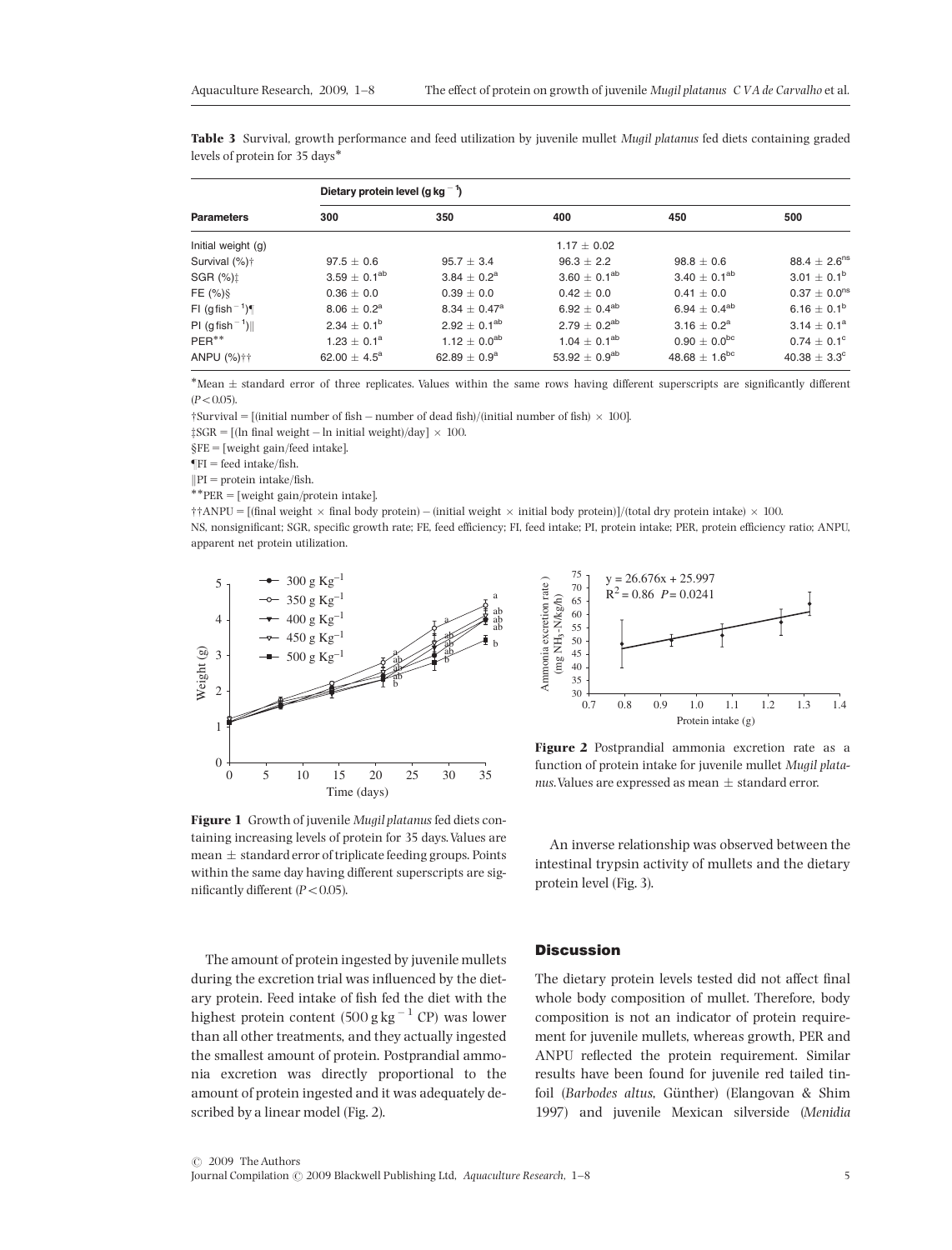**Table 3** Survival, growth performance and feed utilization by juvenile mullet *Mugil platanus* fed diets containing graded levels of protein for 35 days*

| Parameters | Dietary protein level (g kg$^{-1}$) | | | | |
|---|---|---|---|---|---|
| | 300 | 350 | 400 | 450 | 500 |
| Initial weight (g) | | | 1.17 ± 0.02 | | |
| Survival (%)† | 97.5 ± 0.6 | 95.7 ± 3.4 | 96.3 ± 2.2 | 98.8 ± 0.6 | 88.4 ± 2.6$^{ns}$ |
| SGR (%)‡ | 3.59 ± 0.1$^{ab}$ | 3.84 ± 0.2$^{a}$ | 3.60 ± 0.1$^{ab}$ | 3.40 ± 0.1$^{ab}$ | 3.01 ± 0.1$^{b}$ |
| FE (%)§ | 0.36 ± 0.0 | 0.39 ± 0.0 | 0.42 ± 0.0 | 0.41 ± 0.0 | 0.37 ± 0.0$^{ns}$ |
| FI (g fish$^{-1}$)¶ | 8.06 ± 0.2$^{a}$ | 8.34 ± 0.47$^{a}$ | 6.92 ± 0.4$^{ab}$ | 6.94 ± 0.4$^{ab}$ | 6.16 ± 0.1$^{b}$ |
| PI (g fish$^{-1}$)‖ | 2.34 ± 0.1$^{b}$ | 2.92 ± 0.1$^{ab}$ | 2.79 ± 0.2$^{ab}$ | 3.16 ± 0.2$^{a}$ | 3.14 ± 0.1$^{a}$ |
| PER** | 1.23 ± 0.1$^{a}$ | 1.12 ± 0.0$^{ab}$ | 1.04 ± 0.1$^{ab}$ | 0.90 ± 0.0$^{bc}$ | 0.74 ± 0.1$^{c}$ |
| ANPU (%)†† | 62.00 ± 4.5$^{a}$ | 62.89 ± 0.9$^{a}$ | 53.92 ± 0.9$^{ab}$ | 48.68 ± 1.6$^{bc}$ | 40.38 ± 3.3$^{c}$ |

*Mean ± standard error of three replicates. Values within the same rows having different superscripts are significantly different ($P < 0.05$).

†Survival = [(initial number of fish − number of dead fish)/(initial number of fish) × 100].

‡SGR = [(ln final weight − ln initial weight)/day] × 100.

§FE = [weight gain/feed intake].

¶FI = feed intake/fish.

‖PI = protein intake/fish.

**PER = [weight gain/protein intake].

††ANPU = [(final weight × final body protein) − (initial weight × initial body protein)]/(total dry protein intake) × 100.

NS, nonsignificant; SGR, specific growth rate; FE, feed efficiency; FI, feed intake; PI, protein intake; PER, protein efficiency ratio; ANPU, apparent net protein utilization.

**Figure 1** Growth of juvenile *Mugil platanus* fed diets containing increasing levels of protein for 35 days. Values are mean ± standard error of triplicate feeding groups. Points within the same day having different superscripts are significantly different ($P < 0.05$).

**Figure 2** Postprandial ammonia excretion rate as a function of protein intake for juvenile mullet *Mugil platanus*. Values are expressed as mean ± standard error.

The amount of protein ingested by juvenile mullets during the excretion trial was influenced by the dietary protein. Feed intake of fish fed the diet with the highest protein content (500 g kg$^{-1}$ CP) was lower than all other treatments, and they actually ingested the smallest amount of protein. Postprandial ammonia excretion was directly proportional to the amount of protein ingested and it was adequately described by a linear model (Fig. 2).

An inverse relationship was observed between the intestinal trypsin activity of mullets and the dietary protein level (Fig. 3).

## Discussion

The dietary protein levels tested did not affect final whole body composition of mullet. Therefore, body composition is not an indicator of protein requirement for juvenile mullets, whereas growth, PER and ANPU reflected the protein requirement. Similar results have been found for juvenile red tailed tinfoil (*Barbodes altus*, Günther) (Elangovan & Shim 1997) and juvenile Mexican silverside (*Menidia*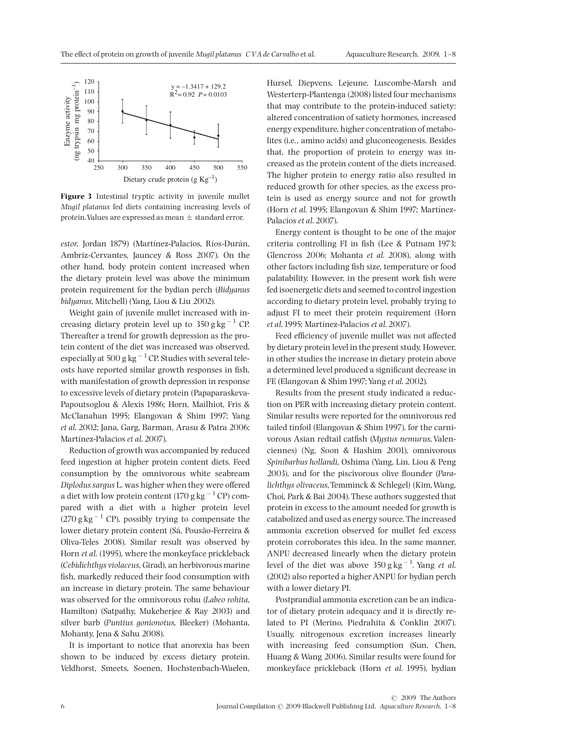**Figure 3** Intestinal tryptic activity in juvenile mullet *Mugil platanus* fed diets containing increasing levels of protein. Values are expressed as mean ± standard error.

*estor*, Jordan 1879) (Martínez-Palacios, Ríos-Durán, Ambriz-Cervantes, Jauncey & Ross 2007). On the other hand, body protein content increased when the dietary protein level was above the minimum protein requirement for the bydian perch (*Bidyanus bidyanus*, Mitchell) (Yang, Liou & Liu 2002).

Weight gain of juvenile mullet increased with increasing dietary protein level up to $350\,g\,kg^{-1}$ CP. Thereafter a trend for growth depression as the protein content of the diet was increased was observed, especially at $500\,g\,kg^{-1}$ CP. Studies with several teleosts have reported similar growth responses in fish, with manifestation of growth depression in response to excessive levels of dietary protein (Papaparaskeva-Papoutsoglou & Alexis 1986; Horn, Mailhiot, Fris & McClanahan 1995; Elangovan & Shim 1997; Yang *et al.* 2002; Jana, Garg, Barman, Arasu & Patra 2006; Martínez-Palacios *et al.* 2007).

Reduction of growth was accompanied by reduced feed ingestion at higher protein content diets. Feed consumption by the omnivorous white seabream *Diplodus sargus* L. was higher when they were offered a diet with low protein content ($170\,g\,kg^{-1}$ CP) compared with a diet with a higher protein level ($270\,g\,kg^{-1}$ CP), possibly trying to compensate the lower dietary protein content (Sá, Pousão-Ferreira & Oliva-Teles 2008). Similar result was observed by Horn *et al.* (1995), where the monkeyface prickleback (*Cebidichthys violaceus*, Girad), an herbivorous marine fish, markedly reduced their food consumption with an increase in dietary protein. The same behaviour was observed for the omnivorous rohu (*Labeo rohita*, Hamilton) (Satpathy, Mukeherjee & Ray 2003) and silver barb (*Puntius gonionotus*, Bleeker) (Mohanta, Mohanty, Jena & Sahu 2008).

It is important to notice that anorexia has been shown to be induced by excess dietary protein. Veldhorst, Smeets, Soenen, Hochstenbach-Waelen, Hursel, Diepvens, Lejeune, Luscombe-Marsh and Westerterp-Plantenga (2008) listed four mechanisms that may contribute to the protein-induced satiety: altered concentration of satiety hormones, increased energy expenditure, higher concentration of metabolites (i.e., amino acids) and gluconeogenesis. Besides that, the proportion of protein to energy was increased as the protein content of the diets increased. The higher protein to energy ratio also resulted in reduced growth for other species, as the excess protein is used as energy source and not for growth (Horn *et al.* 1995; Elangovan & Shim 1997; Martínez-Palacios *et al.* 2007).

Energy content is thought to be one of the major criteria controlling FI in fish (Lee & Putnam 1973; Glencross 2006; Mohanta *et al.* 2008), along with other factors including fish size, temperature or food palatability. However, in the present work fish were fed isoenergetic diets and seemed to control ingestion according to dietary protein level, probably trying to adjust FI to meet their protein requirement (Horn *et al.* 1995; Martínez-Palacios *et al.* 2007).

Feed efficiency of juvenile mullet was not affected by dietary protein level in the present study. However, in other studies the increase in dietary protein above a determined level produced a significant decrease in FE (Elangovan & Shim 1997; Yang *et al.* 2002).

Results from the present study indicated a reduction on PER with increasing dietary protein content. Similar results were reported for the omnivorous red tailed tinfoil (Elangovan & Shim 1997), for the carnivorous Asian redtail catfish (*Mystus nemurus*, Valenciennes) (Ng, Soon & Hashim 2001), omnivorous *Spinibarbus hollandi*, Oshima (Yang, Lin, Liou & Peng 2003), and for the piscivorous olive flounder (*Paralichthys olivaceus*, Temminck & Schlegel) (Kim, Wang, Choi, Park & Bai 2004). These authors suggested that protein in excess to the amount needed for growth is catabolized and used as energy source. The increased ammonia excretion observed for mullet fed excess protein corroborates this idea. In the same manner, ANPU decreased linearly when the dietary protein level of the diet was above $350\,g\,kg^{-1}$. Yang *et al.* (2002) also reported a higher ANPU for bydian perch with a lower dietary PI.

Postprandial ammonia excretion can be an indicator of dietary protein adequacy and it is directly related to PI (Merino, Piedrahita & Conklin 2007). Usually, nitrogenous excretion increases linearly with increasing feed consumption (Sun, Chen, Huang & Wang 2006). Similar results were found for monkeyface prickleback (Horn *et al.* 1995), bydian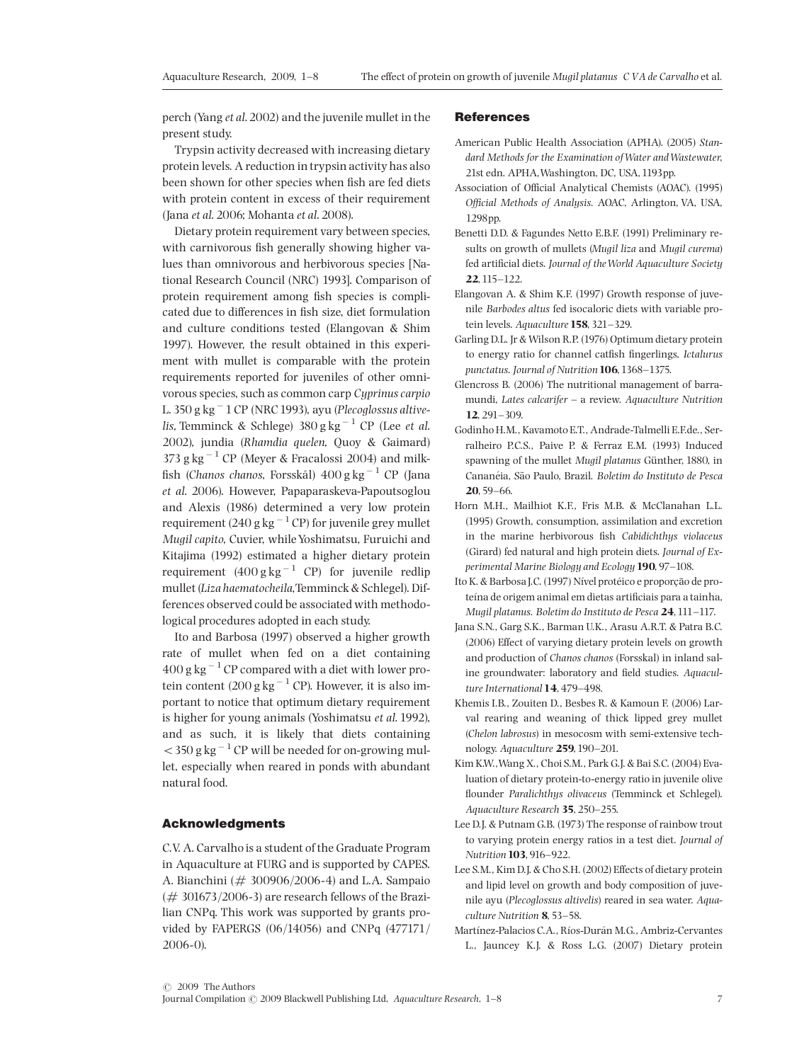perch (Yang *et al*. 2002) and the juvenile mullet in the present study.

Trypsin activity decreased with increasing dietary protein levels. A reduction in trypsin activity has also been shown for other species when fish are fed diets with protein content in excess of their requirement (Jana *et al*. 2006; Mohanta *et al*. 2008).

Dietary protein requirement vary between species, with carnivorous fish generally showing higher values than omnivorous and herbivorous species [National Research Council (NRC) 1993]. Comparison of protein requirement among fish species is complicated due to differences in fish size, diet formulation and culture conditions tested (Elangovan & Shim 1997). However, the result obtained in this experiment with mullet is comparable with the protein requirements reported for juveniles of other omnivorous species, such as common carp *Cyprinus carpio* L. 350 g kg$^{-1}$ CP (NRC 1993), ayu (*Plecoglossus altivelis*, Temminck & Schlege) 380 g kg$^{-1}$ CP (Lee *et al*. 2002), jundia (*Rhamdia quelen*, Quoy & Gaimard) 373 g kg$^{-1}$ CP (Meyer & Fracalossi 2004) and milkfish (*Chanos chanos*, Forsskål) 400 g kg$^{-1}$ CP (Jana *et al*. 2006). However, Papaparaskeva-Papoutsoglou and Alexis (1986) determined a very low protein requirement (240 g kg$^{-1}$ CP) for juvenile grey mullet *Mugil capito*, Cuvier, while Yoshimatsu, Furuichi and Kitajima (1992) estimated a higher dietary protein requirement (400 g kg$^{-1}$ CP) for juvenile redlip mullet (*Liza haematocheila*, Temminck & Schlegel). Differences observed could be associated with methodological procedures adopted in each study.

Ito and Barbosa (1997) observed a higher growth rate of mullet when fed on a diet containing 400 g kg$^{-1}$ CP compared with a diet with lower protein content (200 g kg$^{-1}$ CP). However, it is also important to notice that optimum dietary requirement is higher for young animals (Yoshimatsu *et al*. 1992), and as such, it is likely that diets containing $<$ 350 g kg$^{-1}$ CP will be needed for on-growing mullet, especially when reared in ponds with abundant natural food.

## Acknowledgments

C.V. A. Carvalho is a student of the Graduate Program in Aquaculture at FURG and is supported by CAPES. A. Bianchini (# 300906/2006-4) and L.A. Sampaio (# 301673/2006-3) are research fellows of the Brazilian CNPq. This work was supported by grants provided by FAPERGS (06/14056) and CNPq (477171/2006-0).

## References

American Public Health Association (APHA). (2005) *Standard Methods for the Examination of Water and Wastewater*, 21st edn. APHA, Washington, DC, USA, 1193pp.

Association of Official Analytical Chemists (AOAC). (1995) *Official Methods of Analysis*. AOAC, Arlington, VA, USA, 1298pp.

Benetti D.D. & Fagundes Netto E.B.F. (1991) Preliminary results on growth of mullets (*Mugil liza* and *Mugil curema*) fed artificial diets. *Journal of the World Aquaculture Society* **22**, 115–122.

Elangovan A. & Shim K.F. (1997) Growth response of juvenile *Barbodes altus* fed isocaloric diets with variable protein levels. *Aquaculture* **158**, 321–329.

Garling D.L. Jr & Wilson R.P. (1976) Optimum dietary protein to energy ratio for channel catfish fingerlings, *Ictalurus punctatus*. *Journal of Nutrition* **106**, 1368–1375.

Glencross B. (2006) The nutritional management of barramundi, *Lates calcarifer* – a review. *Aquaculture Nutrition* **12**, 291–309.

Godinho H.M., Kavamoto E.T., Andrade-Talmelli E.F.de., Serralheiro P.C.S., Paive P. & Ferraz E.M. (1993) Induced spawning of the mullet *Mugil platanus* Günther, 1880, in Cananéia, São Paulo, Brazil. *Boletim do Instituto de Pesca* **20**, 59–66.

Horn M.H., Mailhiot K.F., Fris M.B. & McClanahan L.L. (1995) Growth, consumption, assimilation and excretion in the marine herbivorous fish *Cabidichthys violaceus* (Girard) fed natural and high protein diets. *Journal of Experimental Marine Biology and Ecology* **190**, 97–108.

Ito K. & Barbosa J.C. (1997) Nível protéico e proporção de proteína de origem animal em dietas artificiais para a tainha, *Mugil platanus*. *Boletim do Instituto de Pesca* **24**, 111–117.

Jana S.N., Garg S.K., Barman U.K., Arasu A.R.T. & Patra B.C. (2006) Effect of varying dietary protein levels on growth and production of *Chanos chanos* (Forsskal) in inland saline groundwater: laboratory and field studies. *Aquaculture International* **14**, 479–498.

Khemis I.B., Zouiten D., Besbes R. & Kamoun F. (2006) Larval rearing and weaning of thick lipped grey mullet (*Chelon labrosus*) in mesocosm with semi-extensive technology. *Aquaculture* **259**, 190–201.

Kim K.W., Wang X., Choi S.M., Park G.J. & Bai S.C. (2004) Evaluation of dietary protein-to-energy ratio in juvenile olive flounder *Paralichthys olivaceus* (Temminck et Schlegel). *Aquaculture Research* **35**, 250–255.

Lee D.J. & Putnam G.B. (1973) The response of rainbow trout to varying protein energy ratios in a test diet. *Journal of Nutrition* **103**, 916–922.

Lee S.M., Kim D.J. & Cho S.H. (2002) Effects of dietary protein and lipid level on growth and body composition of juvenile ayu (*Plecoglossus altivelis*) reared in sea water. *Aquaculture Nutrition* **8**, 53–58.

Martínez-Palacios C.A., Ríos-Durán M.G., Ambriz-Cervantes L., Jauncey K.J. & Ross L.G. (2007) Dietary protein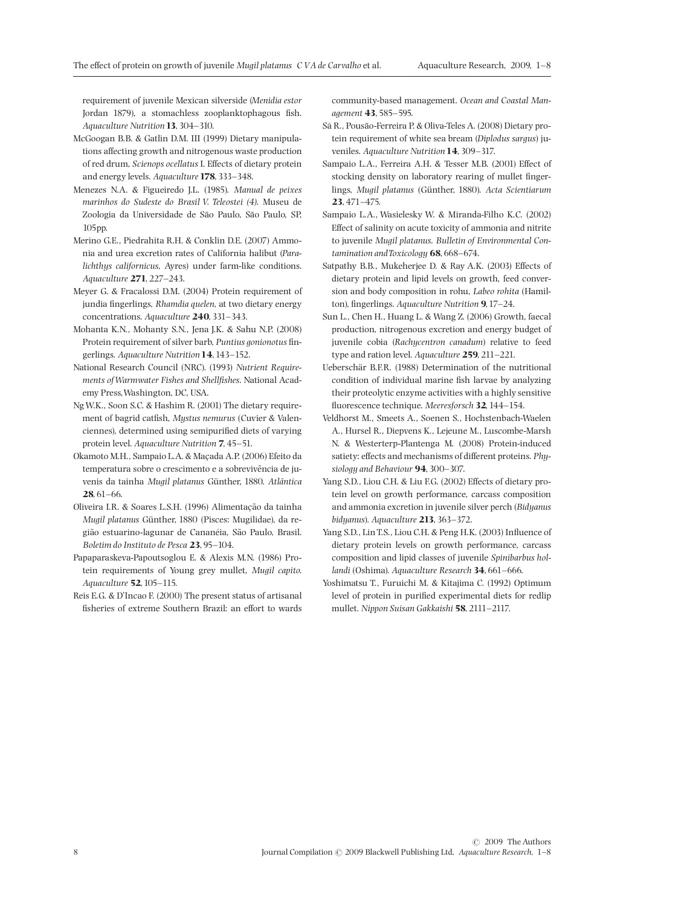requirement of juvenile Mexican silverside (*Menidia estor* Jordan 1879), a stomachless zooplanktophagous fish. *Aquaculture Nutrition* **13**, 304–310.

McGoogan B.B. & Gatlin D.M. III (1999) Dietary manipulations affecting growth and nitrogenous waste production of red drum, *Scienops ocellatus* I. Effects of dietary protein and energy levels. *Aquaculture* **178**, 333–348.

Menezes N.A. & Figueiredo J.L. (1985). *Manual de peixes marinhos do Sudeste do Brasil V. Teleostei (4)*. Museu de Zoologia da Universidade de São Paulo, São Paulo, SP, 105pp.

Merino G.E., Piedrahita R.H. & Conklin D.E. (2007) Ammonia and urea excretion rates of California halibut (*Paralichthys californicus*, Ayres) under farm-like conditions. *Aquaculture* **271**, 227–243.

Meyer G. & Fracalossi D.M. (2004) Protein requirement of jundia fingerlings, *Rhamdia quelen*, at two dietary energy concentrations. *Aquaculture* **240**, 331–343.

Mohanta K.N., Mohanty S.N., Jena J.K. & Sahu N.P. (2008) Protein requirement of silver barb, *Puntius gonionotus* fingerlings. *Aquaculture Nutrition* **14**, 143–152.

National Research Council (NRC). (1993) *Nutrient Requirements of Warmwater Fishes and Shellfishes*. National Academy Press, Washington, DC, USA.

Ng W.K., Soon S.C. & Hashim R. (2001) The dietary requirement of bagrid catfish, *Mystus nemurus* (Cuvier & Valenciennes), determined using semipurified diets of varying protein level. *Aquaculture Nutrition* **7**, 45–51.

Okamoto M.H., Sampaio L.A. & Maçada A.P. (2006) Efeito da temperatura sobre o crescimento e a sobrevivência de juvenis da tainha *Mugil platanus* Günther, 1880. *Atlântica* **28**, 61–66.

Oliveira I.R. & Soares L.S.H. (1996) Alimentação da tainha *Mugil platanus* Günther, 1880 (Pisces: Mugilidae), da região estuarino-lagunar de Cananéia, São Paulo, Brasil. *Boletim do Instituto de Pesca* **23**, 95–104.

Papaparaskeva-Papoutsoglou E. & Alexis M.N. (1986) Protein requirements of Young grey mullet, *Mugil capito*. *Aquaculture* **52**, 105–115.

Reis E.G. & D'Incao F. (2000) The present status of artisanal fisheries of extreme Southern Brazil: an effort to wards community-based management. *Ocean and Coastal Management* **43**, 585–595.

Sá R., Pousão-Ferreira P. & Oliva-Teles A. (2008) Dietary protein requirement of white sea bream (*Diplodus sargus*) juveniles. *Aquaculture Nutrition* **14**, 309–317.

Sampaio L.A., Ferreira A.H. & Tesser M.B. (2001) Effect of stocking density on laboratory rearing of mullet fingerlings, *Mugil platanus* (Günther, 1880). *Acta Scientiarum* **23**, 471–475.

Sampaio L.A., Wasielesky W. & Miranda-Filho K.C. (2002) Effect of salinity on acute toxicity of ammonia and nitrite to juvenile *Mugil platanus*. *Bulletin of Environmental Contamination and Toxicology* **68**, 668–674.

Satpathy B.B., Mukeherjee D. & Ray A.K. (2003) Effects of dietary protein and lipid levels on growth, feed conversion and body composition in rohu, *Labeo rohita* (Hamilton), fingerlings. *Aquaculture Nutrition* **9**, 17–24.

Sun L., Chen H., Huang L. & Wang Z. (2006) Growth, faecal production, nitrogenous excretion and energy budget of juvenile cobia (*Rachycentron canadum*) relative to feed type and ration level. *Aquaculture* **259**, 211–221.

Ueberschär B.F.R. (1988) Determination of the nutritional condition of individual marine fish larvae by analyzing their proteolytic enzyme activities with a highly sensitive fluorescence technique. *Meeresforsch* **32**, 144–154.

Veldhorst M., Smeets A., Soenen S., Hochstenbach-Waelen A., Hursel R., Diepvens K., Lejeune M., Luscombe-Marsh N. & Westerterp-Plantenga M. (2008) Protein-induced satiety: effects and mechanisms of different proteins. *Physiology and Behaviour* **94**, 300–307.

Yang S.D., Liou C.H. & Liu F.G. (2002) Effects of dietary protein level on growth performance, carcass composition and ammonia excretion in juvenile silver perch (*Bidyanus bidyanus*). *Aquaculture* **213**, 363–372.

Yang S.D., Lin T.S., Liou C.H. & Peng H.K. (2003) Influence of dietary protein levels on growth performance, carcass composition and lipid classes of juvenile *Spinibarbus hollandi* (Oshima). *Aquaculture Research* **34**, 661–666.

Yoshimatsu T., Furuichi M. & Kitajima C. (1992) Optimum level of protein in purified experimental diets for redlip mullet. *Nippon Suisan Gakkaishi* **58**, 2111–2117.